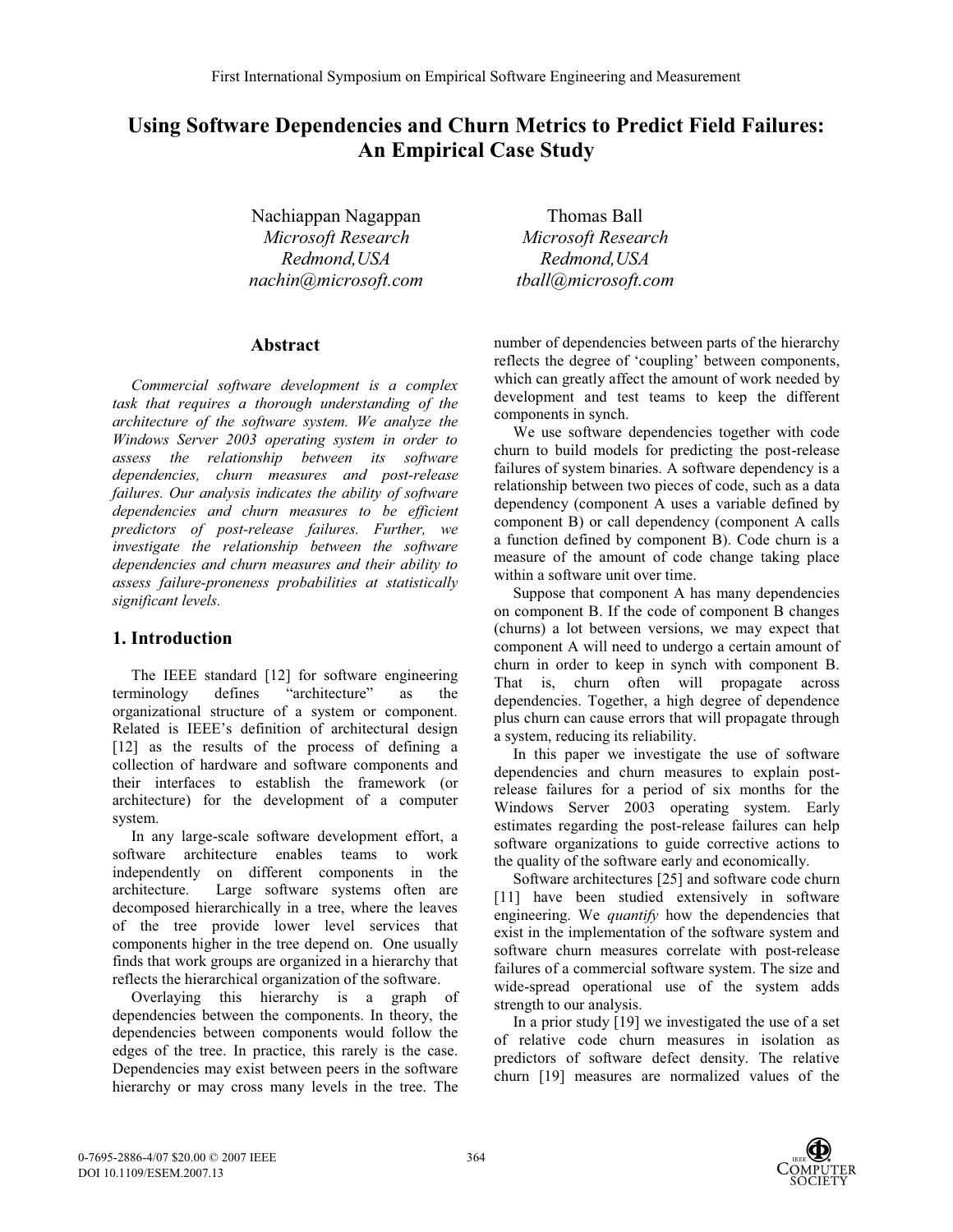# Using Software Dependencies and Churn Metrics to Predict Field Failures: An Empirical Case Study

Nachiappan Nagappan
*Microsoft Research*
*Redmond,USA*
*nachin@microsoft.com*

Thomas Ball
*Microsoft Research*
*Redmond,USA*
*tball@microsoft.com*

## Abstract

*Commercial software development is a complex task that requires a thorough understanding of the architecture of the software system. We analyze the Windows Server 2003 operating system in order to assess the relationship between its software dependencies, churn measures and post-release failures. Our analysis indicates the ability of software dependencies and churn measures to be efficient predictors of post-release failures. Further, we investigate the relationship between the software dependencies and churn measures and their ability to assess failure-proneness probabilities at statistically significant levels.*

## 1. Introduction

The IEEE standard [12] for software engineering terminology defines "architecture" as the organizational structure of a system or component. Related is IEEE's definition of architectural design [12] as the results of the process of defining a collection of hardware and software components and their interfaces to establish the framework (or architecture) for the development of a computer system.

In any large-scale software development effort, a software architecture enables teams to work independently on different components in the architecture. Large software systems often are decomposed hierarchically in a tree, where the leaves of the tree provide lower level services that components higher in the tree depend on. One usually finds that work groups are organized in a hierarchy that reflects the hierarchical organization of the software.

Overlaying this hierarchy is a graph of dependencies between the components. In theory, the dependencies between components would follow the edges of the tree. In practice, this rarely is the case. Dependencies may exist between peers in the software hierarchy or may cross many levels in the tree. The number of dependencies between parts of the hierarchy reflects the degree of 'coupling' between components, which can greatly affect the amount of work needed by development and test teams to keep the different components in synch.

We use software dependencies together with code churn to build models for predicting the post-release failures of system binaries. A software dependency is a relationship between two pieces of code, such as a data dependency (component A uses a variable defined by component B) or call dependency (component A calls a function defined by component B). Code churn is a measure of the amount of code change taking place within a software unit over time.

Suppose that component A has many dependencies on component B. If the code of component B changes (churns) a lot between versions, we may expect that component A will need to undergo a certain amount of churn in order to keep in synch with component B. That is, churn often will propagate across dependencies. Together, a high degree of dependence plus churn can cause errors that will propagate through a system, reducing its reliability.

In this paper we investigate the use of software dependencies and churn measures to explain post-release failures for a period of six months for the Windows Server 2003 operating system. Early estimates regarding the post-release failures can help software organizations to guide corrective actions to the quality of the software early and economically.

Software architectures [25] and software code churn [11] have been studied extensively in software engineering. We *quantify* how the dependencies that exist in the implementation of the software system and software churn measures correlate with post-release failures of a commercial software system. The size and wide-spread operational use of the system adds strength to our analysis.

In a prior study [19] we investigated the use of a set of relative code churn measures in isolation as predictors of software defect density. The relative churn [19] measures are normalized values of the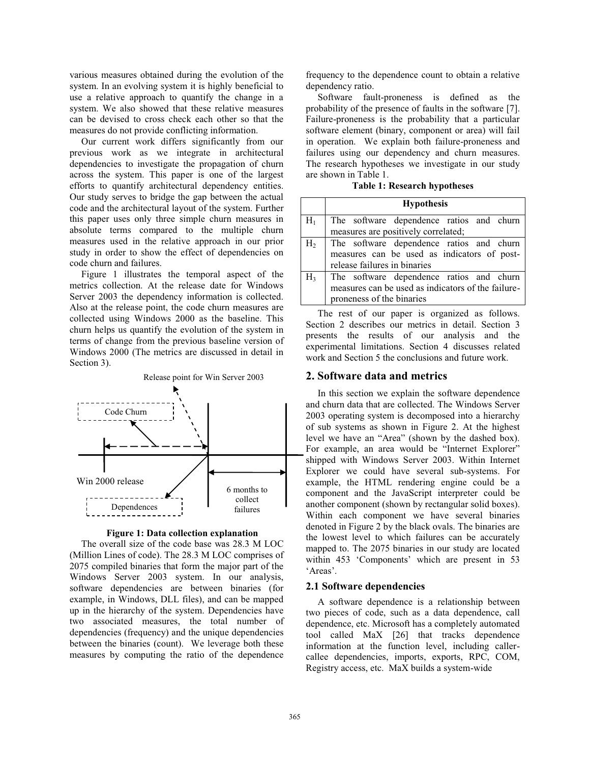various measures obtained during the evolution of the system. In an evolving system it is highly beneficial to use a relative approach to quantify the change in a system. We also showed that these relative measures can be devised to cross check each other so that the measures do not provide conflicting information.

Our current work differs significantly from our previous work as we integrate in architectural dependencies to investigate the propagation of churn across the system. This paper is one of the largest efforts to quantify architectural dependency entities. Our study serves to bridge the gap between the actual code and the architectural layout of the system. Further this paper uses only three simple churn measures in absolute terms compared to the multiple churn measures used in the relative approach in our prior study in order to show the effect of dependencies on code churn and failures.

Figure 1 illustrates the temporal aspect of the metrics collection. At the release date for Windows Server 2003 the dependency information is collected. Also at the release point, the code churn measures are collected using Windows 2000 as the baseline. This churn helps us quantify the evolution of the system in terms of change from the previous baseline version of Windows 2000 (The metrics are discussed in detail in Section 3).

Release point for Win Server 2003

Code Churn

Win 2000 release

Dependences

6 months to collect failures

**Figure 1: Data collection explanation**

The overall size of the code base was 28.3 M LOC (Million Lines of code). The 28.3 M LOC comprises of 2075 compiled binaries that form the major part of the Windows Server 2003 system. In our analysis, software dependencies are between binaries (for example, in Windows, DLL files), and can be mapped up in the hierarchy of the system. Dependencies have two associated measures, the total number of dependencies (frequency) and the unique dependencies between the binaries (count). We leverage both these measures by computing the ratio of the dependence frequency to the dependence count to obtain a relative dependency ratio.

Software fault-proneness is defined as the probability of the presence of faults in the software [7]. Failure-proneness is the probability that a particular software element (binary, component or area) will fail in operation. We explain both failure-proneness and failures using our dependency and churn measures. The research hypotheses we investigate in our study are shown in Table 1.

**Table 1: Research hypotheses**

| | Hypothesis |
|---|---|
| $H_1$ | The software dependence ratios and churn measures are positively correlated; |
| $H_2$ | The software dependence ratios and churn measures can be used as indicators of post-release failures in binaries |
| $H_3$ | The software dependence ratios and churn measures can be used as indicators of the failure-proneness of the binaries |

The rest of our paper is organized as follows. Section 2 describes our metrics in detail. Section 3 presents the results of our analysis and the experimental limitations. Section 4 discusses related work and Section 5 the conclusions and future work.

## 2. Software data and metrics

In this section we explain the software dependence and churn data that are collected. The Windows Server 2003 operating system is decomposed into a hierarchy of sub systems as shown in Figure 2. At the highest level we have an "Area" (shown by the dashed box). For example, an area would be "Internet Explorer" shipped with Windows Server 2003. Within Internet Explorer we could have several sub-systems. For example, the HTML rendering engine could be a component and the JavaScript interpreter could be another component (shown by rectangular solid boxes). Within each component we have several binaries denoted in Figure 2 by the black ovals. The binaries are the lowest level to which failures can be accurately mapped to. The 2075 binaries in our study are located within 453 'Components' which are present in 53 'Areas'.

### 2.1 Software dependencies

A software dependence is a relationship between two pieces of code, such as a data dependence, call dependence, etc. Microsoft has a completely automated tool called MaX [26] that tracks dependence information at the function level, including caller-callee dependencies, imports, exports, RPC, COM, Registry access, etc. MaX builds a system-wide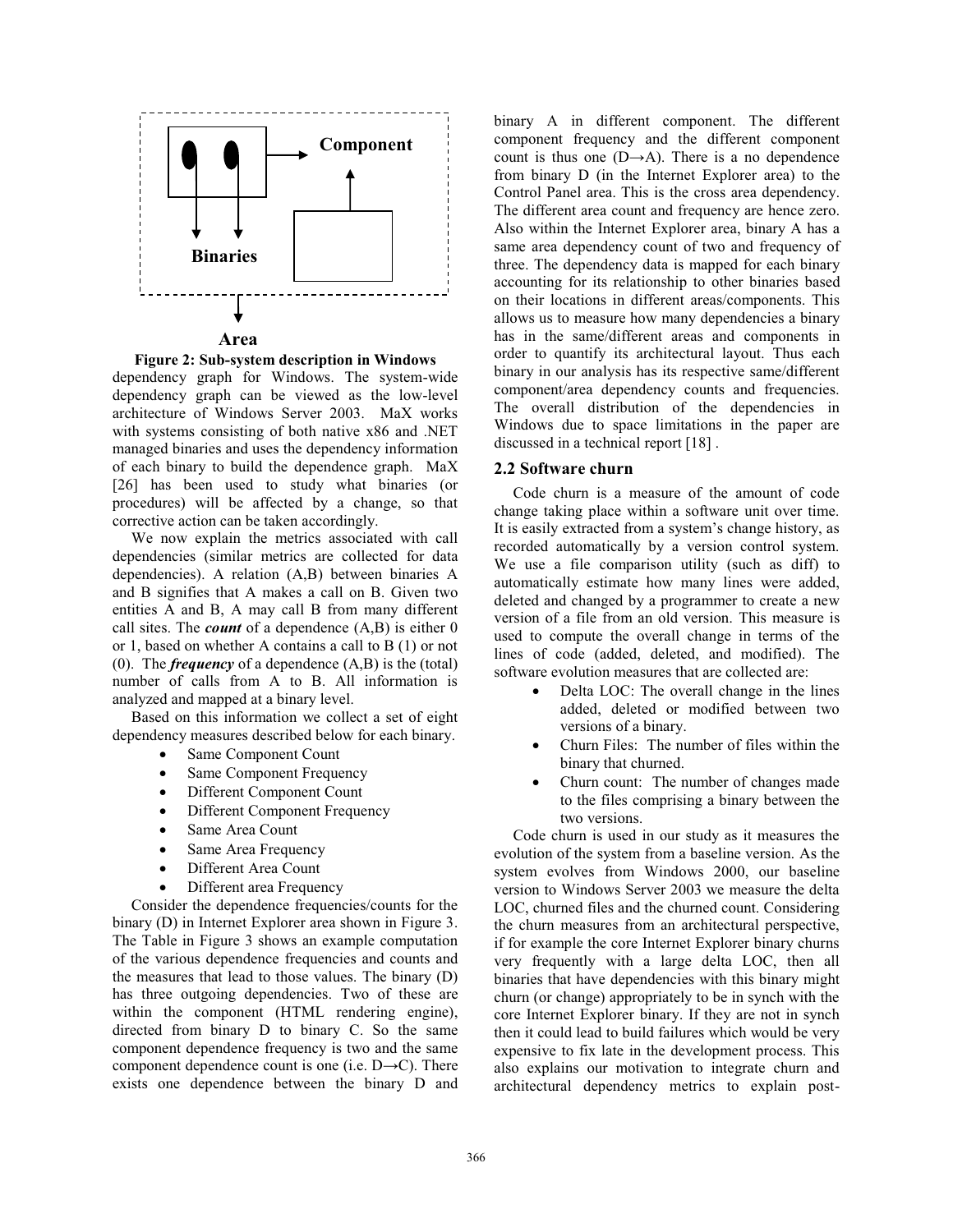Component

Binaries

Area

**Figure 2: Sub-system description in Windows**

dependency graph for Windows. The system-wide dependency graph can be viewed as the low-level architecture of Windows Server 2003. MaX works with systems consisting of both native x86 and .NET managed binaries and uses the dependency information of each binary to build the dependence graph. MaX [26] has been used to study what binaries (or procedures) will be affected by a change, so that corrective action can be taken accordingly.

We now explain the metrics associated with call dependencies (similar metrics are collected for data dependencies). A relation (A,B) between binaries A and B signifies that A makes a call on B. Given two entities A and B, A may call B from many different call sites. The ***count*** of a dependence (A,B) is either 0 or 1, based on whether A contains a call to B (1) or not (0). The ***frequency*** of a dependence (A,B) is the (total) number of calls from A to B. All information is analyzed and mapped at a binary level.

Based on this information we collect a set of eight dependency measures described below for each binary.

- Same Component Count
- Same Component Frequency
- Different Component Count
- Different Component Frequency
- Same Area Count
- Same Area Frequency
- Different Area Count
- Different area Frequency

Consider the dependence frequencies/counts for the binary (D) in Internet Explorer area shown in Figure 3. The Table in Figure 3 shows an example computation of the various dependence frequencies and counts and the measures that lead to those values. The binary (D) has three outgoing dependencies. Two of these are within the component (HTML rendering engine), directed from binary D to binary C. So the same component dependence frequency is two and the same component dependence count is one (i.e. D→C). There exists one dependence between the binary D and binary A in different component. The different component frequency and the different component count is thus one (D→A). There is a no dependence from binary D (in the Internet Explorer area) to the Control Panel area. This is the cross area dependency. The different area count and frequency are hence zero. Also within the Internet Explorer area, binary A has a same area dependency count of two and frequency of three. The dependency data is mapped for each binary accounting for its relationship to other binaries based on their locations in different areas/components. This allows us to measure how many dependencies a binary has in the same/different areas and components in order to quantify its architectural layout. Thus each binary in our analysis has its respective same/different component/area dependency counts and frequencies. The overall distribution of the dependencies in Windows due to space limitations in the paper are discussed in a technical report [18] .

## 2.2 Software churn

Code churn is a measure of the amount of code change taking place within a software unit over time. It is easily extracted from a system's change history, as recorded automatically by a version control system. We use a file comparison utility (such as diff) to automatically estimate how many lines were added, deleted and changed by a programmer to create a new version of a file from an old version. This measure is used to compute the overall change in terms of the lines of code (added, deleted, and modified). The software evolution measures that are collected are:

- Delta LOC: The overall change in the lines added, deleted or modified between two versions of a binary.
- Churn Files: The number of files within the binary that churned.
- Churn count: The number of changes made to the files comprising a binary between the two versions.

Code churn is used in our study as it measures the evolution of the system from a baseline version. As the system evolves from Windows 2000, our baseline version to Windows Server 2003 we measure the delta LOC, churned files and the churned count. Considering the churn measures from an architectural perspective, if for example the core Internet Explorer binary churns very frequently with a large delta LOC, then all binaries that have dependencies with this binary might churn (or change) appropriately to be in synch with the core Internet Explorer binary. If they are not in synch then it could lead to build failures which would be very expensive to fix late in the development process. This also explains our motivation to integrate churn and architectural dependency metrics to explain post-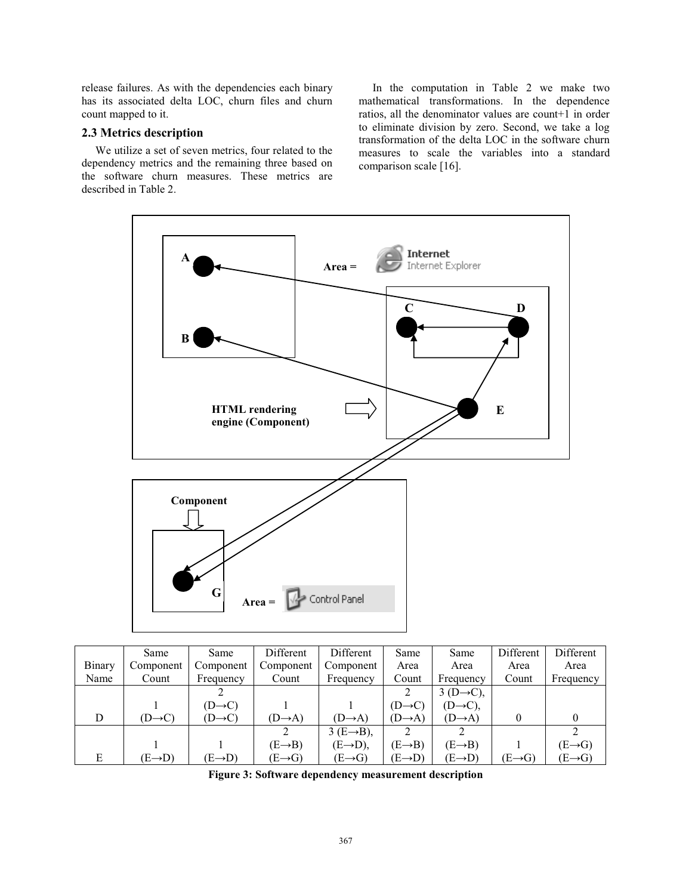release failures. As with the dependencies each binary has its associated delta LOC, churn files and churn count mapped to it.

### 2.3 Metrics description

We utilize a set of seven metrics, four related to the dependency metrics and the remaining three based on the software churn measures. These metrics are described in Table 2.

In the computation in Table 2 we make two mathematical transformations. In the dependence ratios, all the denominator values are count+1 in order to eliminate division by zero. Second, we take a log transformation of the delta LOC in the software churn measures to scale the variables into a standard comparison scale [16].

| Binary Name | Same Component Count | Same Component Frequency | Different Component Count | Different Component Frequency | Same Area Count | Same Area Frequency | Different Area Count | Different Area Frequency |
|---|---|---|---|---|---|---|---|---|
| D | 1 (D→C) | 2 (D→C) (D→C) | 1 (D→A) | 1 (D→A) | 2 (D→C) (D→A) | 3 (D→C), (D→C), (D→A) | 0 | 0 |
| E | 1 (E→D) | 1 (E→D) | 2 (E→B) (E→G) | 3 (E→B), (E→D), (E→G) | 2 (E→B) (E→D) | 2 (E→B) (E→D) | 1 (E→G) | 2 (E→G) (E→G) |

**Figure 3: Software dependency measurement description**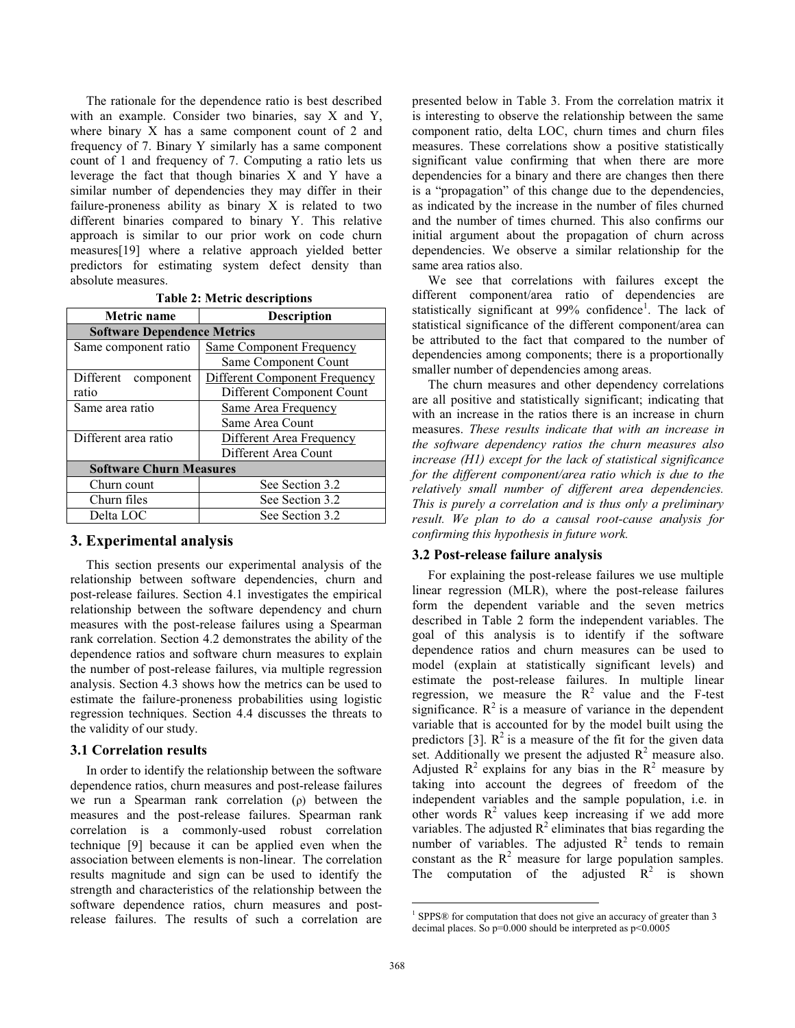The rationale for the dependence ratio is best described with an example. Consider two binaries, say X and Y, where binary X has a same component count of 2 and frequency of 7. Binary Y similarly has a same component count of 1 and frequency of 7. Computing a ratio lets us leverage the fact that though binaries X and Y have a similar number of dependencies they may differ in their failure-proneness ability as binary X is related to two different binaries compared to binary Y. This relative approach is similar to our prior work on code churn measures[19] where a relative approach yielded better predictors for estimating system defect density than absolute measures.

**Table 2: Metric descriptions**

| Metric name | Description |
|---|---|
| **Software Dependence Metrics** | |
| Same component ratio | $\frac{\text{Same Component Frequency}}{\text{Same Component Count}}$ |
| Different component ratio | $\frac{\text{Different Component Frequency}}{\text{Different Component Count}}$ |
| Same area ratio | $\frac{\text{Same Area Frequency}}{\text{Same Area Count}}$ |
| Different area ratio | $\frac{\text{Different Area Frequency}}{\text{Different Area Count}}$ |
| **Software Churn Measures** | |
| Churn count | See Section 3.2 |
| Churn files | See Section 3.2 |
| Delta LOC | See Section 3.2 |

## 3. Experimental analysis

This section presents our experimental analysis of the relationship between software dependencies, churn and post-release failures. Section 4.1 investigates the empirical relationship between the software dependency and churn measures with the post-release failures using a Spearman rank correlation. Section 4.2 demonstrates the ability of the dependence ratios and software churn measures to explain the number of post-release failures, via multiple regression analysis. Section 4.3 shows how the metrics can be used to estimate the failure-proneness probabilities using logistic regression techniques. Section 4.4 discusses the threats to the validity of our study.

### 3.1 Correlation results

In order to identify the relationship between the software dependence ratios, churn measures and post-release failures we run a Spearman rank correlation ($\rho$) between the measures and the post-release failures. Spearman rank correlation is a commonly-used robust correlation technique [9] because it can be applied even when the association between elements is non-linear. The correlation results magnitude and sign can be used to identify the strength and characteristics of the relationship between the software dependence ratios, churn measures and post-release failures. The results of such a correlation are presented below in Table 3. From the correlation matrix it is interesting to observe the relationship between the same component ratio, delta LOC, churn times and churn files measures. These correlations show a positive statistically significant value confirming that when there are more dependencies for a binary and there are changes then there is a "propagation" of this change due to the dependencies, as indicated by the increase in the number of files churned and the number of times churned. This also confirms our initial argument about the propagation of churn across dependencies. We observe a similar relationship for the same area ratios also.

We see that correlations with failures except the different component/area ratio of dependencies are statistically significant at 99% confidence[1]. The lack of statistical significance of the different component/area can be attributed to the fact that compared to the number of dependencies among components; there is a proportionally smaller number of dependencies among areas.

The churn measures and other dependency correlations are all positive and statistically significant; indicating that with an increase in the ratios there is an increase in churn measures. *These results indicate that with an increase in the software dependency ratios the churn measures also increase (H1) except for the lack of statistical significance for the different component/area ratio which is due to the relatively small number of different area dependencies. This is purely a correlation and is thus only a preliminary result. We plan to do a causal root-cause analysis for confirming this hypothesis in future work.*

### 3.2 Post-release failure analysis

For explaining the post-release failures we use multiple linear regression (MLR), where the post-release failures form the dependent variable and the seven metrics described in Table 2 form the independent variables. The goal of this analysis is to identify if the software dependence ratios and churn measures can be used to model (explain at statistically significant levels) and estimate the post-release failures. In multiple linear regression, we measure the $R^2$ value and the F-test significance. $R^2$ is a measure of variance in the dependent variable that is accounted for by the model built using the predictors [3]. $R^2$ is a measure of the fit for the given data set. Additionally we present the adjusted $R^2$ measure also. Adjusted $R^2$ explains for any bias in the $R^2$ measure by taking into account the degrees of freedom of the independent variables and the sample population, i.e. in other words $R^2$ values keep increasing if we add more variables. The adjusted $R^2$ eliminates that bias regarding the number of variables. The adjusted $R^2$ tends to remain constant as the $R^2$ measure for large population samples. The computation of the adjusted $R^2$ is shown

[1] SPPS® for computation that does not give an accuracy of greater than 3 decimal places. So p=0.000 should be interpreted as p<0.0005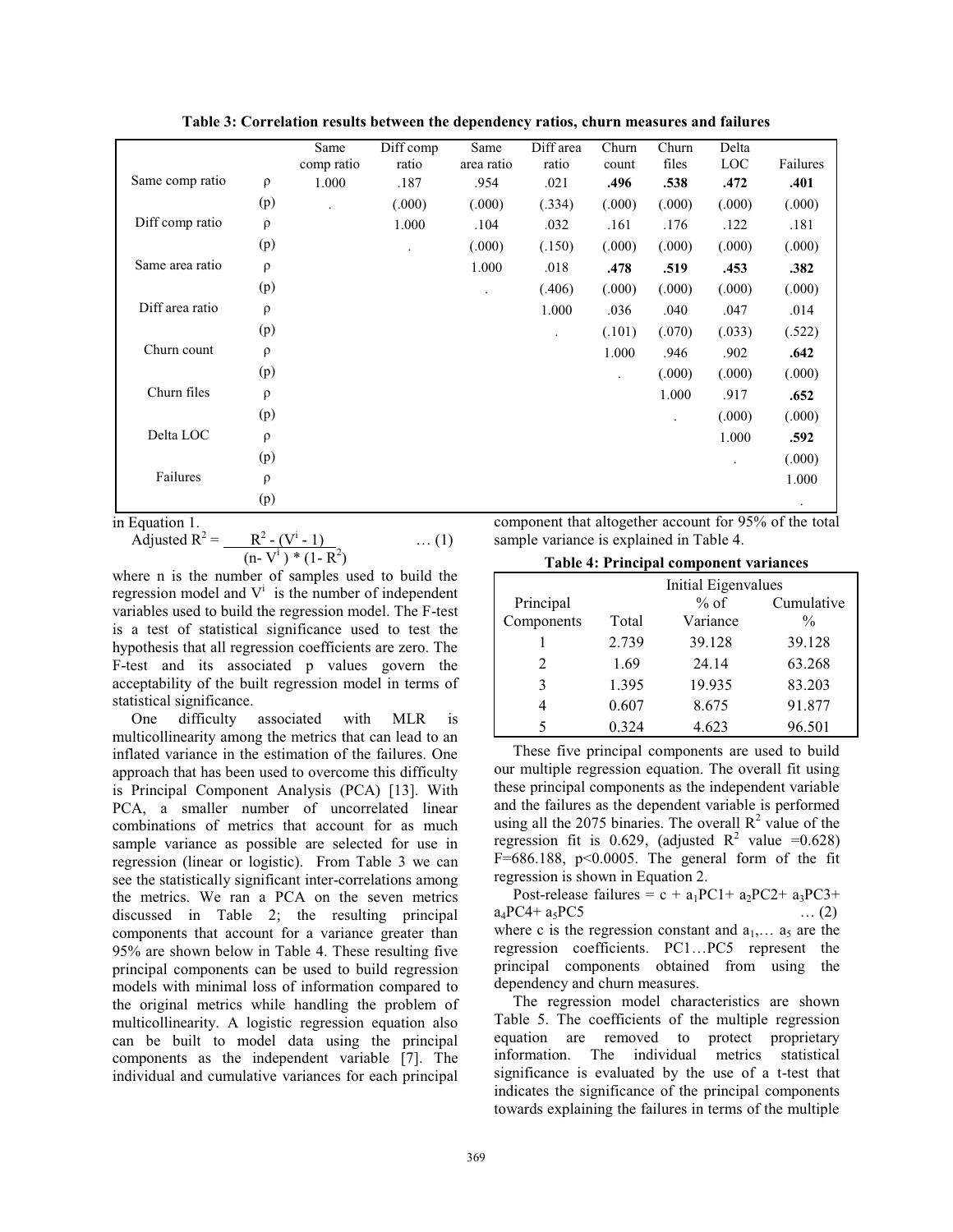**Table 3: Correlation results between the dependency ratios, churn measures and failures**

| | | Same comp ratio | Diff comp ratio | Same area ratio | Diff area ratio | Churn count | Churn files | Delta LOC | Failures |
|---|---|---|---|---|---|---|---|---|---|
| Same comp ratio | ρ | 1.000 | .187 | .954 | .021 | **.496** | **.538** | **.472** | **.401** |
| | (p) | . | (.000) | (.000) | (.334) | (.000) | (.000) | (.000) | (.000) |
| Diff comp ratio | ρ | | 1.000 | .104 | .032 | .161 | .176 | .122 | .181 |
| | (p) | | . | (.000) | (.150) | (.000) | (.000) | (.000) | (.000) |
| Same area ratio | ρ | | | 1.000 | .018 | **.478** | **.519** | **.453** | **.382** |
| | (p) | | | . | (.406) | (.000) | (.000) | (.000) | (.000) |
| Diff area ratio | ρ | | | | 1.000 | .036 | .040 | .047 | .014 |
| | (p) | | | | . | (.101) | (.070) | (.033) | (.522) |
| Churn count | ρ | | | | | 1.000 | .946 | .902 | **.642** |
| | (p) | | | | | . | (.000) | (.000) | (.000) |
| Churn files | ρ | | | | | | 1.000 | .917 | **.652** |
| | (p) | | | | | | . | (.000) | (.000) |
| Delta LOC | ρ | | | | | | | 1.000 | **.592** |
| | (p) | | | | | | | . | (.000) |
| Failures | ρ | | | | | | | | 1.000 |
| | (p) | | | | | | | | . |

in Equation 1.

$$\text{Adjusted } R^2 = \frac{R^2 - (V^i - 1)}{(n - V^i) * (1 - R^2)} \quad \dots (1)$$

where n is the number of samples used to build the regression model and $V^i$ is the number of independent variables used to build the regression model. The F-test is a test of statistical significance used to test the hypothesis that all regression coefficients are zero. The F-test and its associated p values govern the acceptability of the built regression model in terms of statistical significance.

One difficulty associated with MLR is multicollinearity among the metrics that can lead to an inflated variance in the estimation of the failures. One approach that has been used to overcome this difficulty is Principal Component Analysis (PCA) [13]. With PCA, a smaller number of uncorrelated linear combinations of metrics that account for as much sample variance as possible are selected for use in regression (linear or logistic). From Table 3 we can see the statistically significant inter-correlations among the metrics. We ran a PCA on the seven metrics discussed in Table 2; the resulting principal components that account for a variance greater than 95% are shown below in Table 4. These resulting five principal components can be used to build regression models with minimal loss of information compared to the original metrics while handling the problem of multicollinearity. A logistic regression equation also can be built to model data using the principal components as the independent variable [7]. The individual and cumulative variances for each principal component that altogether account for 95% of the total sample variance is explained in Table 4.

**Table 4: Principal component variances**

| Principal Components | Initial Eigenvalues Total | % of Variance | Cumulative % |
|---|---|---|---|
| 1 | 2.739 | 39.128 | 39.128 |
| 2 | 1.69 | 24.14 | 63.268 |
| 3 | 1.395 | 19.935 | 83.203 |
| 4 | 0.607 | 8.675 | 91.877 |
| 5 | 0.324 | 4.623 | 96.501 |

These five principal components are used to build our multiple regression equation. The overall fit using these principal components as the independent variable and the failures as the dependent variable is performed using all the 2075 binaries. The overall $R^2$ value of the regression fit is 0.629, (adjusted $R^2$ value =0.628) F=686.188, $p<0.0005$. The general form of the fit regression is shown in Equation 2.

$$\text{Post-release failures} = c + a_1PC1 + a_2PC2 + a_3PC3 + a_4PC4 + a_5PC5 \quad \dots (2)$$

where c is the regression constant and $a_1, \dots a_5$ are the regression coefficients. PC1…PC5 represent the principal components obtained from using the dependency and churn measures.

The regression model characteristics are shown Table 5. The coefficients of the multiple regression equation are removed to protect proprietary information. The individual metrics statistical significance is evaluated by the use of a t-test that indicates the significance of the principal components towards explaining the failures in terms of the multiple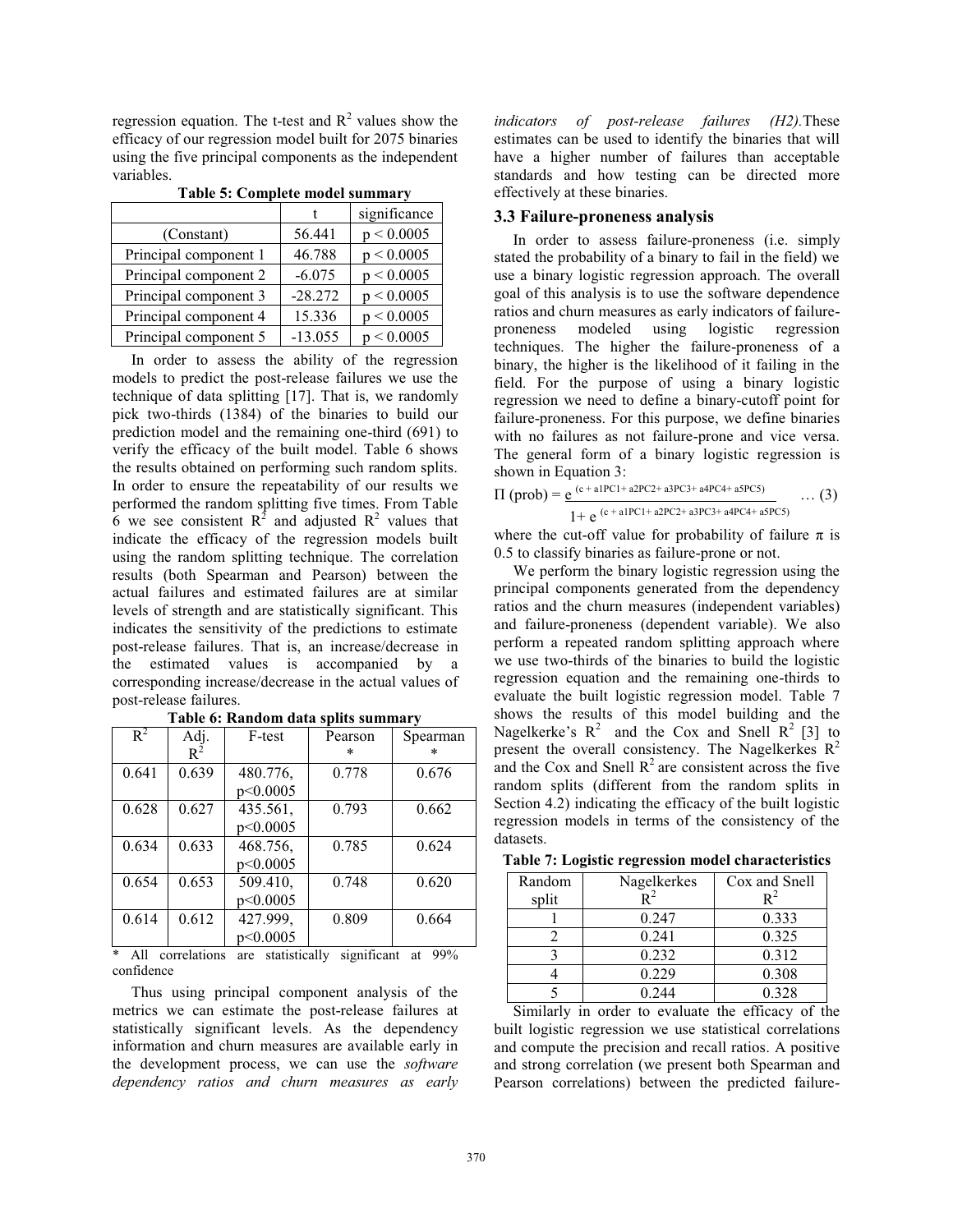regression equation. The t-test and $R^2$ values show the efficacy of our regression model built for 2075 binaries using the five principal components as the independent variables.

**Table 5: Complete model summary**

| | t | significance |
|---|---|---|
| (Constant) | 56.441 | $p < 0.0005$ |
| Principal component 1 | 46.788 | $p < 0.0005$ |
| Principal component 2 | -6.075 | $p < 0.0005$ |
| Principal component 3 | -28.272 | $p < 0.0005$ |
| Principal component 4 | 15.336 | $p < 0.0005$ |
| Principal component 5 | -13.055 | $p < 0.0005$ |

In order to assess the ability of the regression models to predict the post-release failures we use the technique of data splitting [17]. That is, we randomly pick two-thirds (1384) of the binaries to build our prediction model and the remaining one-third (691) to verify the efficacy of the built model. Table 6 shows the results obtained on performing such random splits. In order to ensure the repeatability of our results we performed the random splitting five times. From Table 6 we see consistent $R^2$ and adjusted $R^2$ values that indicate the efficacy of the regression models built using the random splitting technique. The correlation results (both Spearman and Pearson) between the actual failures and estimated failures are at similar levels of strength and are statistically significant. This indicates the sensitivity of the predictions to estimate post-release failures. That is, an increase/decrease in the estimated values is accompanied by a corresponding increase/decrease in the actual values of post-release failures.

**Table 6: Random data splits summary**

| $R^2$ | Adj. $R^2$ | F-test | Pearson * | Spearman * |
|---|---|---|---|---|
| 0.641 | 0.639 | 480.776, $p<0.0005$ | 0.778 | 0.676 |
| 0.628 | 0.627 | 435.561, $p<0.0005$ | 0.793 | 0.662 |
| 0.634 | 0.633 | 468.756, $p<0.0005$ | 0.785 | 0.624 |
| 0.654 | 0.653 | 509.410, $p<0.0005$ | 0.748 | 0.620 |
| 0.614 | 0.612 | 427.999, $p<0.0005$ | 0.809 | 0.664 |

* All correlations are statistically significant at 99% confidence

Thus using principal component analysis of the metrics we can estimate the post-release failures at statistically significant levels. As the dependency information and churn measures are available early in the development process, we can use the *software dependency ratios and churn measures as early indicators of post-release failures (H2).* These estimates can be used to identify the binaries that will have a higher number of failures than acceptable standards and how testing can be directed more effectively at these binaries.

### 3.3 Failure-proneness analysis

In order to assess failure-proneness (i.e. simply stated the probability of a binary to fail in the field) we use a binary logistic regression approach. The overall goal of this analysis is to use the software dependence ratios and churn measures as early indicators of failure-proneness modeled using logistic regression techniques. The higher the failure-proneness of a binary, the higher is the likelihood of it failing in the field. For the purpose of using a binary logistic regression we need to define a binary-cutoff point for failure-proneness. For this purpose, we define binaries with no failures as not failure-prone and vice versa. The general form of a binary logistic regression is shown in Equation 3:

$$\Pi\,(\text{prob}) = \frac{e^{(c + a1PC1 + a2PC2 + a3PC3 + a4PC4 + a5PC5)}}{1 + e^{(c + a1PC1 + a2PC2 + a3PC3 + a4PC4 + a5PC5)}} \quad \ldots (3)$$

where the cut-off value for probability of failure $\pi$ is 0.5 to classify binaries as failure-prone or not.

We perform the binary logistic regression using the principal components generated from the dependency ratios and the churn measures (independent variables) and failure-proneness (dependent variable). We also perform a repeated random splitting approach where we use two-thirds of the binaries to build the logistic regression equation and the remaining one-thirds to evaluate the built logistic regression model. Table 7 shows the results of this model building and the Nagelkerke's $R^2$ and the Cox and Snell $R^2$ [3] to present the overall consistency. The Nagelkerkes $R^2$ and the Cox and Snell $R^2$ are consistent across the five random splits (different from the random splits in Section 4.2) indicating the efficacy of the built logistic regression models in terms of the consistency of the datasets.

**Table 7: Logistic regression model characteristics**

| Random split | Nagelkerkes $R^2$ | Cox and Snell $R^2$ |
|---|---|---|
| 1 | 0.247 | 0.333 |
| 2 | 0.241 | 0.325 |
| 3 | 0.232 | 0.312 |
| 4 | 0.229 | 0.308 |
| 5 | 0.244 | 0.328 |

Similarly in order to evaluate the efficacy of the built logistic regression we use statistical correlations and compute the precision and recall ratios. A positive and strong correlation (we present both Spearman and Pearson correlations) between the predicted failure-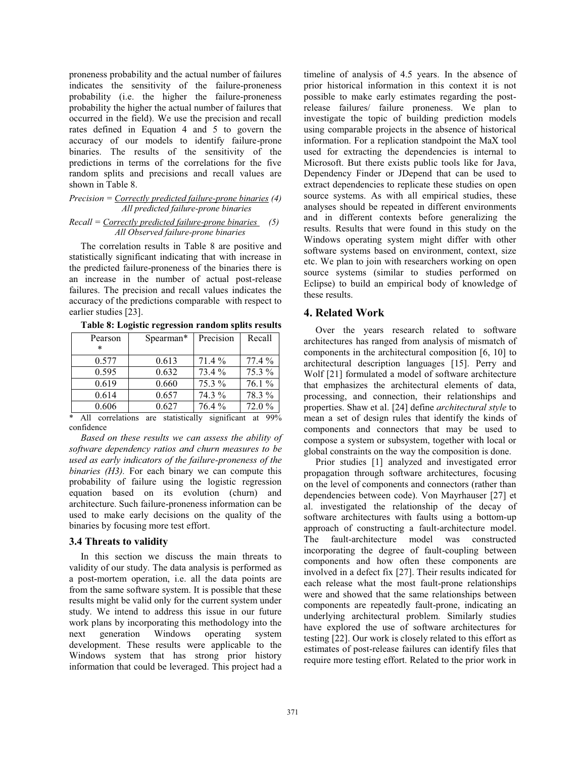proneness probability and the actual number of failures indicates the sensitivity of the failure-proneness probability (i.e. the higher the failure-proneness probability the higher the actual number of failures that occurred in the field). We use the precision and recall rates defined in Equation 4 and 5 to govern the accuracy of our models to identify failure-prone binaries. The results of the sensitivity of the predictions in terms of the correlations for the five random splits and precisions and recall values are shown in Table 8.

$$Precision = \frac{\text{Correctly predicted failure-prone binaries}}{\text{All predicted failure-prone binaries}} \quad (4)$$

$$Recall = \frac{\text{Correctly predicted failure-prone binaries}}{\text{All Observed failure-prone binaries}} \quad (5)$$

The correlation results in Table 8 are positive and statistically significant indicating that with increase in the predicted failure-proneness of the binaries there is an increase in the number of actual post-release failures. The precision and recall values indicates the accuracy of the predictions comparable with respect to earlier studies [23].

**Table 8: Logistic regression random splits results**

| Pearson * | Spearman* | Precision | Recall |
|---|---|---|---|
| 0.577 | 0.613 | 71.4 % | 77.4 % |
| 0.595 | 0.632 | 73.4 % | 75.3 % |
| 0.619 | 0.660 | 75.3 % | 76.1 % |
| 0.614 | 0.657 | 74.3 % | 78.3 % |
| 0.606 | 0.627 | 76.4 % | 72.0 % |

\* All correlations are statistically significant at 99% confidence

*Based on these results we can assess the ability of software dependency ratios and churn measures to be used as early indicators of the failure-proneness of the binaries (H3).* For each binary we can compute this probability of failure using the logistic regression equation based on its evolution (churn) and architecture. Such failure-proneness information can be used to make early decisions on the quality of the binaries by focusing more test effort.

### 3.4 Threats to validity

In this section we discuss the main threats to validity of our study. The data analysis is performed as a post-mortem operation, i.e. all the data points are from the same software system. It is possible that these results might be valid only for the current system under study. We intend to address this issue in our future work plans by incorporating this methodology into the next generation Windows operating system development. These results were applicable to the Windows system that has strong prior history information that could be leveraged. This project had a timeline of analysis of 4.5 years. In the absence of prior historical information in this context it is not possible to make early estimates regarding the post-release failures/ failure proneness. We plan to investigate the topic of building prediction models using comparable projects in the absence of historical information. For a replication standpoint the MaX tool used for extracting the dependencies is internal to Microsoft. But there exists public tools like for Java, Dependency Finder or JDepend that can be used to extract dependencies to replicate these studies on open source systems. As with all empirical studies, these analyses should be repeated in different environments and in different contexts before generalizing the results. Results that were found in this study on the Windows operating system might differ with other software systems based on environment, context, size etc. We plan to join with researchers working on open source systems (similar to studies performed on Eclipse) to build an empirical body of knowledge of these results.

## 4. Related Work

Over the years research related to software architectures has ranged from analysis of mismatch of components in the architectural composition [6, 10] to architectural description languages [15]. Perry and Wolf [21] formulated a model of software architecture that emphasizes the architectural elements of data, processing, and connection, their relationships and properties. Shaw et al. [24] define *architectural style* to mean a set of design rules that identify the kinds of components and connectors that may be used to compose a system or subsystem, together with local or global constraints on the way the composition is done.

Prior studies [1] analyzed and investigated error propagation through software architectures, focusing on the level of components and connectors (rather than dependencies between code). Von Mayrhauser [27] et al. investigated the relationship of the decay of software architectures with faults using a bottom-up approach of constructing a fault-architecture model. The fault-architecture model was constructed incorporating the degree of fault-coupling between components and how often these components are involved in a defect fix [27]. Their results indicated for each release what the most fault-prone relationships were and showed that the same relationships between components are repeatedly fault-prone, indicating an underlying architectural problem. Similarly studies have explored the use of software architectures for testing [22]. Our work is closely related to this effort as estimates of post-release failures can identify files that require more testing effort. Related to the prior work in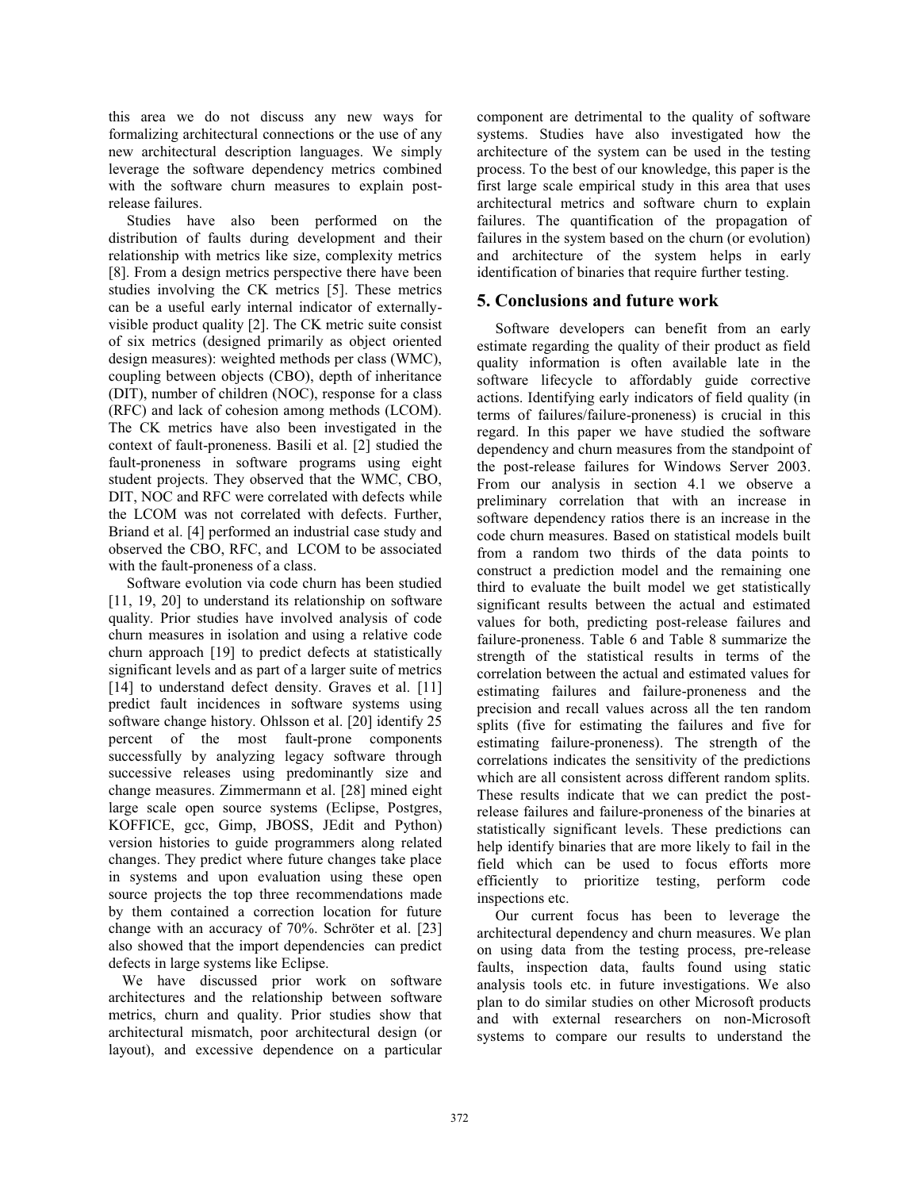this area we do not discuss any new ways for formalizing architectural connections or the use of any new architectural description languages. We simply leverage the software dependency metrics combined with the software churn measures to explain post-release failures.

Studies have also been performed on the distribution of faults during development and their relationship with metrics like size, complexity metrics [8]. From a design metrics perspective there have been studies involving the CK metrics [5]. These metrics can be a useful early internal indicator of externally-visible product quality [2]. The CK metric suite consist of six metrics (designed primarily as object oriented design measures): weighted methods per class (WMC), coupling between objects (CBO), depth of inheritance (DIT), number of children (NOC), response for a class (RFC) and lack of cohesion among methods (LCOM). The CK metrics have also been investigated in the context of fault-proneness. Basili et al. [2] studied the fault-proneness in software programs using eight student projects. They observed that the WMC, CBO, DIT, NOC and RFC were correlated with defects while the LCOM was not correlated with defects. Further, Briand et al. [4] performed an industrial case study and observed the CBO, RFC, and LCOM to be associated with the fault-proneness of a class.

Software evolution via code churn has been studied [11, 19, 20] to understand its relationship on software quality. Prior studies have involved analysis of code churn measures in isolation and using a relative code churn approach [19] to predict defects at statistically significant levels and as part of a larger suite of metrics [14] to understand defect density. Graves et al. [11] predict fault incidences in software systems using software change history. Ohlsson et al. [20] identify 25 percent of the most fault-prone components successfully by analyzing legacy software through successive releases using predominantly size and change measures. Zimmermann et al. [28] mined eight large scale open source systems (Eclipse, Postgres, KOFFICE, gcc, Gimp, JBOSS, JEdit and Python) version histories to guide programmers along related changes. They predict where future changes take place in systems and upon evaluation using these open source projects the top three recommendations made by them contained a correction location for future change with an accuracy of 70%. Schröter et al. [23] also showed that the import dependencies can predict defects in large systems like Eclipse.

We have discussed prior work on software architectures and the relationship between software metrics, churn and quality. Prior studies show that architectural mismatch, poor architectural design (or layout), and excessive dependence on a particular component are detrimental to the quality of software systems. Studies have also investigated how the architecture of the system can be used in the testing process. To the best of our knowledge, this paper is the first large scale empirical study in this area that uses architectural metrics and software churn to explain failures. The quantification of the propagation of failures in the system based on the churn (or evolution) and architecture of the system helps in early identification of binaries that require further testing.

## 5. Conclusions and future work

Software developers can benefit from an early estimate regarding the quality of their product as field quality information is often available late in the software lifecycle to affordably guide corrective actions. Identifying early indicators of field quality (in terms of failures/failure-proneness) is crucial in this regard. In this paper we have studied the software dependency and churn measures from the standpoint of the post-release failures for Windows Server 2003. From our analysis in section 4.1 we observe a preliminary correlation that with an increase in software dependency ratios there is an increase in the code churn measures. Based on statistical models built from a random two thirds of the data points to construct a prediction model and the remaining one third to evaluate the built model we get statistically significant results between the actual and estimated values for both, predicting post-release failures and failure-proneness. Table 6 and Table 8 summarize the strength of the statistical results in terms of the correlation between the actual and estimated values for estimating failures and failure-proneness and the precision and recall values across all the ten random splits (five for estimating the failures and five for estimating failure-proneness). The strength of the correlations indicates the sensitivity of the predictions which are all consistent across different random splits. These results indicate that we can predict the post-release failures and failure-proneness of the binaries at statistically significant levels. These predictions can help identify binaries that are more likely to fail in the field which can be used to focus efforts more efficiently to prioritize testing, perform code inspections etc.

Our current focus has been to leverage the architectural dependency and churn measures. We plan on using data from the testing process, pre-release faults, inspection data, faults found using static analysis tools etc. in future investigations. We also plan to do similar studies on other Microsoft products and with external researchers on non-Microsoft systems to compare our results to understand the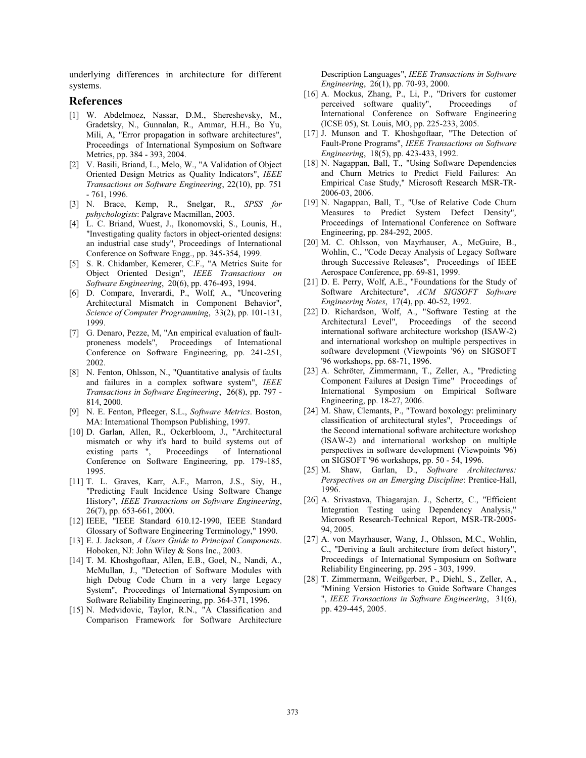underlying differences in architecture for different systems.

## References

[1] W. Abdelmoez, Nassar, D.M., Shereshevsky, M., Gradetsky, N., Gunnalan, R., Ammar, H.H., Bo Yu, Mili, A, "Error propagation in software architectures", Proceedings of International Symposium on Software Metrics, pp. 384 - 393, 2004.

[2] V. Basili, Briand, L., Melo, W., "A Validation of Object Oriented Design Metrics as Quality Indicators", *IEEE Transactions on Software Engineering*, 22(10), pp. 751 - 761, 1996.

[3] N. Brace, Kemp, R., Snelgar, R., *SPSS for pshychologists*: Palgrave Macmillan, 2003.

[4] L. C. Briand, Wuest, J., Ikonomovski, S., Lounis, H., "Investigating quality factors in object-oriented designs: an industrial case study", Proceedings of International Conference on Software Engg., pp. 345-354, 1999.

[5] S. R. Chidamber, Kemerer, C.F., "A Metrics Suite for Object Oriented Design", *IEEE Transactions on Software Engineering*, 20(6), pp. 476-493, 1994.

[6] D. Compare, Inverardi, P., Wolf, A., "Uncovering Architectural Mismatch in Component Behavior", *Science of Computer Programming*, 33(2), pp. 101-131, 1999.

[7] G. Denaro, Pezze, M, "An empirical evaluation of fault-proneness models", Proceedings of International Conference on Software Engineering, pp. 241-251, 2002.

[8] N. Fenton, Ohlsson, N., "Quantitative analysis of faults and failures in a complex software system", *IEEE Transactions in Software Engineering*, 26(8), pp. 797 - 814, 2000.

[9] N. E. Fenton, Pfleeger, S.L., *Software Metrics*. Boston, MA: International Thompson Publishing, 1997.

[10] D. Garlan, Allen, R., Ockerbloom, J., "Architectural mismatch or why it's hard to build systems out of existing parts ", Proceedings of International Conference on Software Engineering, pp. 179-185, 1995.

[11] T. L. Graves, Karr, A.F., Marron, J.S., Siy, H., "Predicting Fault Incidence Using Software Change History", *IEEE Transactions on Software Engineering*, 26(7), pp. 653-661, 2000.

[12] IEEE, "IEEE Standard 610.12-1990, IEEE Standard Glossary of Software Engineering Terminology," 1990.

[13] E. J. Jackson, *A Users Guide to Principal Components*. Hoboken, NJ: John Wiley & Sons Inc., 2003.

[14] T. M. Khoshgoftaar, Allen, E.B., Goel, N., Nandi, A., McMullan, J., "Detection of Software Modules with high Debug Code Churn in a very large Legacy System", Proceedings of International Symposium on Software Reliability Engineering, pp. 364-371, 1996.

[15] N. Medvidovic, Taylor, R.N., "A Classification and Comparison Framework for Software Architecture Description Languages", *IEEE Transactions in Software Engineering*, 26(1), pp. 70-93, 2000.

[16] A. Mockus, Zhang, P., Li, P., "Drivers for customer perceived software quality", Proceedings of International Conference on Software Engineering (ICSE 05), St. Louis, MO, pp. 225-233, 2005.

[17] J. Munson and T. Khoshgoftaar, "The Detection of Fault-Prone Programs", *IEEE Transactions on Software Engineering*, 18(5), pp. 423-433, 1992.

[18] N. Nagappan, Ball, T., "Using Software Dependencies and Churn Metrics to Predict Field Failures: An Empirical Case Study," Microsoft Research MSR-TR-2006-03, 2006.

[19] N. Nagappan, Ball, T., "Use of Relative Code Churn Measures to Predict System Defect Density", Proceedings of International Conference on Software Engineering, pp. 284-292, 2005.

[20] M. C. Ohlsson, von Mayrhauser, A., McGuire, B., Wohlin, C., "Code Decay Analysis of Legacy Software through Successive Releases", Proceedings of IEEE Aerospace Conference, pp. 69-81, 1999.

[21] D. E. Perry, Wolf, A.E., "Foundations for the Study of Software Architecture", *ACM SIGSOFT Software Engineering Notes*, 17(4), pp. 40-52, 1992.

[22] D. Richardson, Wolf, A., "Software Testing at the Architectural Level", Proceedings of the second international software architecture workshop (ISAW-2) and international workshop on multiple perspectives in software development (Viewpoints '96) on SIGSOFT '96 workshops, pp. 68-71, 1996.

[23] A. Schröter, Zimmermann, T., Zeller, A., "Predicting Component Failures at Design Time" Proceedings of International Symposium on Empirical Software Engineering, pp. 18-27, 2006.

[24] M. Shaw, Clemants, P., "Toward boxology: preliminary classification of architectural styles", Proceedings of the Second international software architecture workshop (ISAW-2) and international workshop on multiple perspectives in software development (Viewpoints '96) on SIGSOFT '96 workshops, pp. 50 - 54, 1996.

[25] M. Shaw, Garlan, D., *Software Architectures: Perspectives on an Emerging Discipline*: Prentice-Hall, 1996.

[26] A. Srivastava, Thiagarajan. J., Schertz, C., "Efficient Integration Testing using Dependency Analysis," Microsoft Research-Technical Report, MSR-TR-2005-94, 2005.

[27] A. von Mayrhauser, Wang, J., Ohlsson, M.C., Wohlin, C., "Deriving a fault architecture from defect history", Proceedings of International Symposium on Software Reliability Engineering, pp. 295 - 303, 1999.

[28] T. Zimmermann, Weißgerber, P., Diehl, S., Zeller, A., "Mining Version Histories to Guide Software Changes ", *IEEE Transactions in Software Engineering*, 31(6), pp. 429-445, 2005.